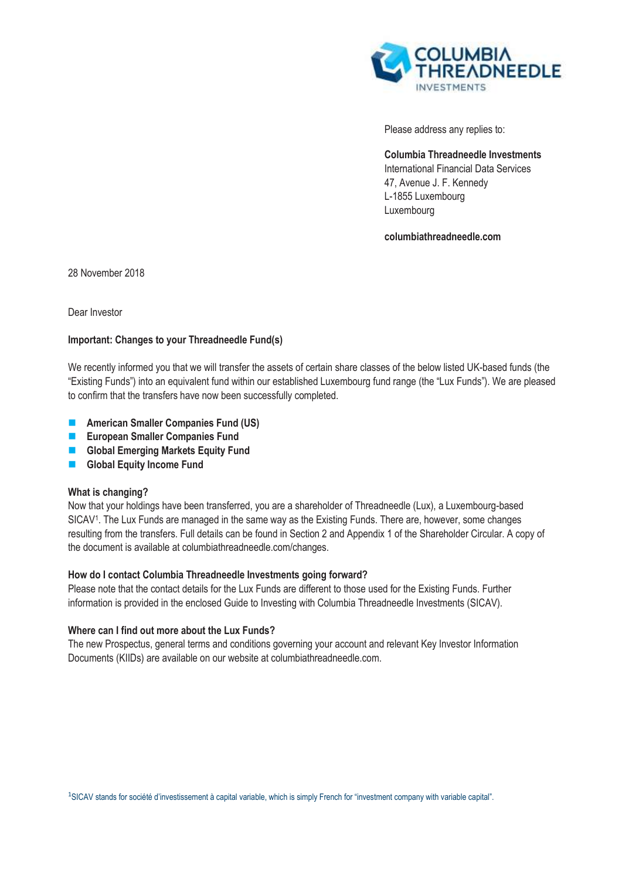Please address any replies to:

**Columbia Threadneedle Investments**
International Financial Data Services
47, Avenue J. F. Kennedy
L-1855 Luxembourg
Luxembourg

**columbiathreadneedle.com**

28 November 2018

Dear Investor

**Important: Changes to your Threadneedle Fund(s)**

We recently informed you that we will transfer the assets of certain share classes of the below listed UK-based funds (the "Existing Funds") into an equivalent fund within our established Luxembourg fund range (the "Lux Funds"). We are pleased to confirm that the transfers have now been successfully completed.

- **American Smaller Companies Fund (US)**
- **European Smaller Companies Fund**
- **Global Emerging Markets Equity Fund**
- **Global Equity Income Fund**

**What is changing?**
Now that your holdings have been transferred, you are a shareholder of Threadneedle (Lux), a Luxembourg-based SICAV[1]. The Lux Funds are managed in the same way as the Existing Funds. There are, however, some changes resulting from the transfers. Full details can be found in Section 2 and Appendix 1 of the Shareholder Circular. A copy of the document is available at columbiathreadneedle.com/changes.

**How do I contact Columbia Threadneedle Investments going forward?**
Please note that the contact details for the Lux Funds are different to those used for the Existing Funds. Further information is provided in the enclosed Guide to Investing with Columbia Threadneedle Investments (SICAV).

**Where can I find out more about the Lux Funds?**
The new Prospectus, general terms and conditions governing your account and relevant Key Investor Information Documents (KIIDs) are available on our website at columbiathreadneedle.com.

[1]SICAV stands for société d'investissement à capital variable, which is simply French for "investment company with variable capital".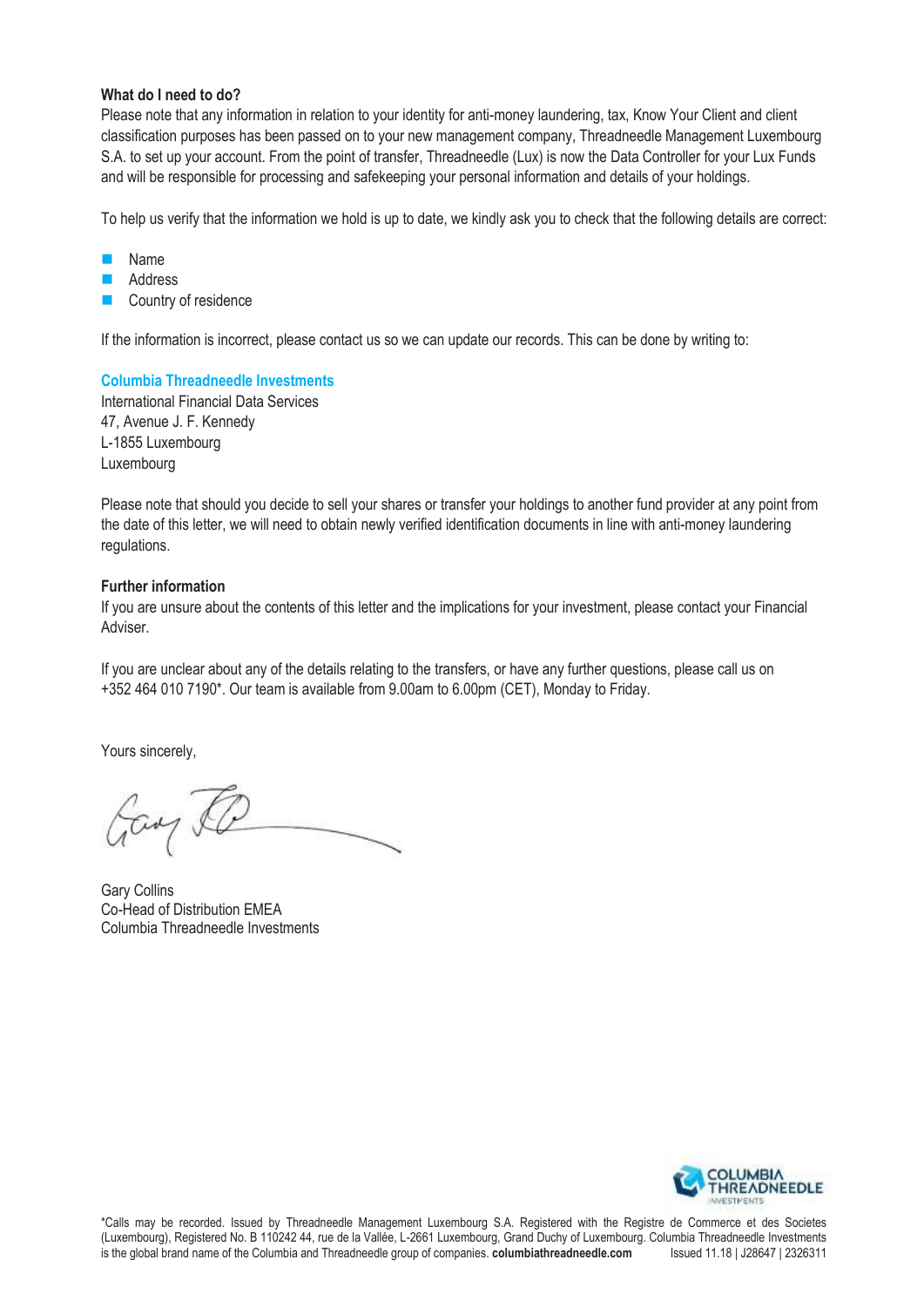**What do I need to do?**

Please note that any information in relation to your identity for anti-money laundering, tax, Know Your Client and client classification purposes has been passed on to your new management company, Threadneedle Management Luxembourg S.A. to set up your account. From the point of transfer, Threadneedle (Lux) is now the Data Controller for your Lux Funds and will be responsible for processing and safekeeping your personal information and details of your holdings.

To help us verify that the information we hold is up to date, we kindly ask you to check that the following details are correct:

- Name
- Address
- Country of residence

If the information is incorrect, please contact us so we can update our records. This can be done by writing to:

**Columbia Threadneedle Investments**
International Financial Data Services
47, Avenue J. F. Kennedy
L-1855 Luxembourg
Luxembourg

Please note that should you decide to sell your shares or transfer your holdings to another fund provider at any point from the date of this letter, we will need to obtain newly verified identification documents in line with anti-money laundering regulations.

**Further information**

If you are unsure about the contents of this letter and the implications for your investment, please contact your Financial Adviser.

If you are unclear about any of the details relating to the transfers, or have any further questions, please call us on +352 464 010 7190*. Our team is available from 9.00am to 6.00pm (CET), Monday to Friday.

Yours sincerely,

Gary Collins
Co-Head of Distribution EMEA
Columbia Threadneedle Investments

*Calls may be recorded. Issued by Threadneedle Management Luxembourg S.A. Registered with the Registre de Commerce et des Societes (Luxembourg), Registered No. B 110242 44, rue de la Vallée, L-2661 Luxembourg, Grand Duchy of Luxembourg. Columbia Threadneedle Investments is the global brand name of the Columbia and Threadneedle group of companies. **columbiathreadneedle.com** Issued 11.18 | J28647 | 2326311